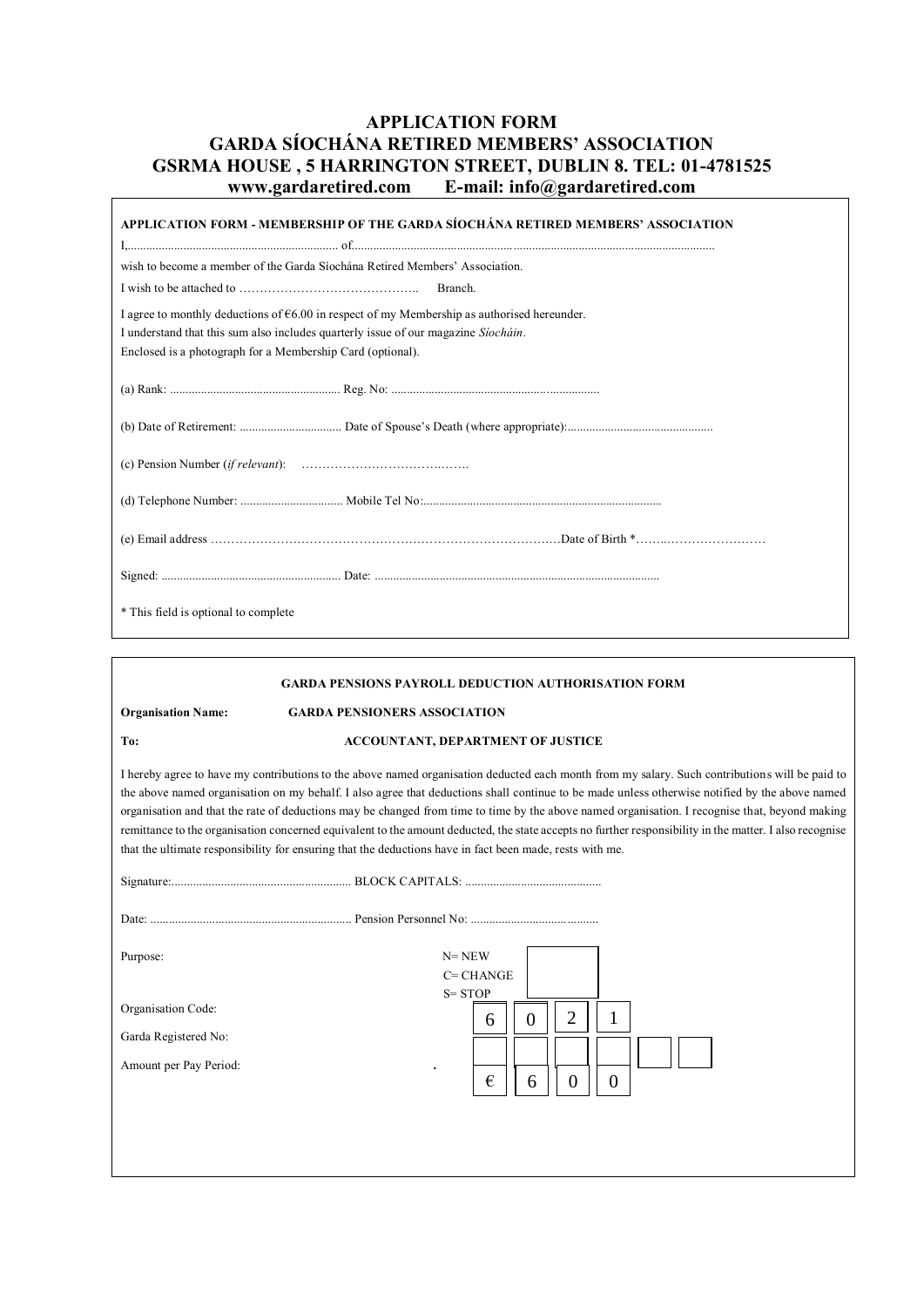# APPLICATION FORM
# GARDA SÍOCHÁNA RETIRED MEMBERS' ASSOCIATION
## GSRMA HOUSE , 5 HARRINGTON STREET, DUBLIN 8. TEL: 01-4781525
### www.gardaretired.com E-mail: info@gardaretired.com

**APPLICATION FORM - MEMBERSHIP OF THE GARDA SÍOCHÁNA RETIRED MEMBERS' ASSOCIATION**

I,...................................................................... of...................................................................................................................................

wish to become a member of the Garda Síochána Retired Members' Association.

I wish to be attached to …………………………………….. Branch.

I agree to monthly deductions of €6.00 in respect of my Membership as authorised hereunder.
I understand that this sum also includes quarterly issue of our magazine *Síocháin*.
Enclosed is a photograph for a Membership Card (optional).

(a) Rank: ...................................................... Reg. No: ..................................................................

(b) Date of Retirement: ................................ Date of Spouse's Death (where appropriate):..............................................

(c) Pension Number (*if relevant*): ………………………………..…….

(d) Telephone Number: ................................ Mobile Tel No:............................................................................

(e) Email address ……………………………………………………………………….…Date of Birth *……..……………………

Signed: .......................................................... Date: ............................................................................................

* This field is optional to complete

---

**GARDA PENSIONS PAYROLL DEDUCTION AUTHORISATION FORM**

**Organisation Name:** **GARDA PENSIONERS ASSOCIATION**

**To:** **ACCOUNTANT, DEPARTMENT OF JUSTICE**

I hereby agree to have my contributions to the above named organisation deducted each month from my salary. Such contributions will be paid to the above named organisation on my behalf. I also agree that deductions shall continue to be made unless otherwise notified by the above named organisation and that the rate of deductions may be changed from time to time by the above named organisation. I recognise that, beyond making remittance to the organisation concerned equivalent to the amount deducted, the state accepts no further responsibility in the matter. I also recognise that the ultimate responsibility for ensuring that the deductions have in fact been made, rests with me.

Signature:.......................................................... BLOCK CAPITALS: ...........................................

Date: ................................................................ Pension Personnel No: .........................................

Purpose: N= NEW / C= CHANGE / S= STOP [ ]

Organisation Code: [6] [0] [2] [1]

Garda Registered No: [ ] [ ] [ ] [ ] [ ] [ ]

Amount per Pay Period: [€] [6] . [0] [0]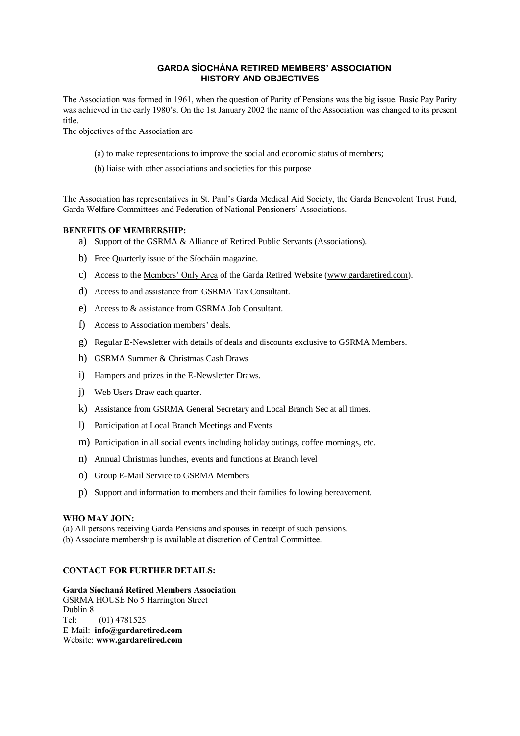# GARDA SÍOCHÁNA RETIRED MEMBERS' ASSOCIATION
## HISTORY AND OBJECTIVES

The Association was formed in 1961, when the question of Parity of Pensions was the big issue. Basic Pay Parity was achieved in the early 1980's. On the 1st January 2002 the name of the Association was changed to its present title.

The objectives of the Association are

(a) to make representations to improve the social and economic status of members;

(b) liaise with other associations and societies for this purpose

The Association has representatives in St. Paul's Garda Medical Aid Society, the Garda Benevolent Trust Fund, Garda Welfare Committees and Federation of National Pensioners' Associations.

**BENEFITS OF MEMBERSHIP:**

a) Support of the GSRMA & Alliance of Retired Public Servants (Associations).
b) Free Quarterly issue of the Síocháin magazine.
c) Access to the Members' Only Area of the Garda Retired Website (www.gardaretired.com).
d) Access to and assistance from GSRMA Tax Consultant.
e) Access to & assistance from GSRMA Job Consultant.
f) Access to Association members' deals.
g) Regular E-Newsletter with details of deals and discounts exclusive to GSRMA Members.
h) GSRMA Summer & Christmas Cash Draws
i) Hampers and prizes in the E-Newsletter Draws.
j) Web Users Draw each quarter.
k) Assistance from GSRMA General Secretary and Local Branch Sec at all times.
l) Participation at Local Branch Meetings and Events
m) Participation in all social events including holiday outings, coffee mornings, etc.
n) Annual Christmas lunches, events and functions at Branch level
o) Group E-Mail Service to GSRMA Members
p) Support and information to members and their families following bereavement.

**WHO MAY JOIN:**

(a) All persons receiving Garda Pensions and spouses in receipt of such pensions.
(b) Associate membership is available at discretion of Central Committee.

**CONTACT FOR FURTHER DETAILS:**

**Garda Síochaná Retired Members Association**
GSRMA HOUSE No 5 Harrington Street
Dublin 8
Tel: (01) 4781525
E-Mail: **info@gardaretired.com**
Website: **www.gardaretired.com**